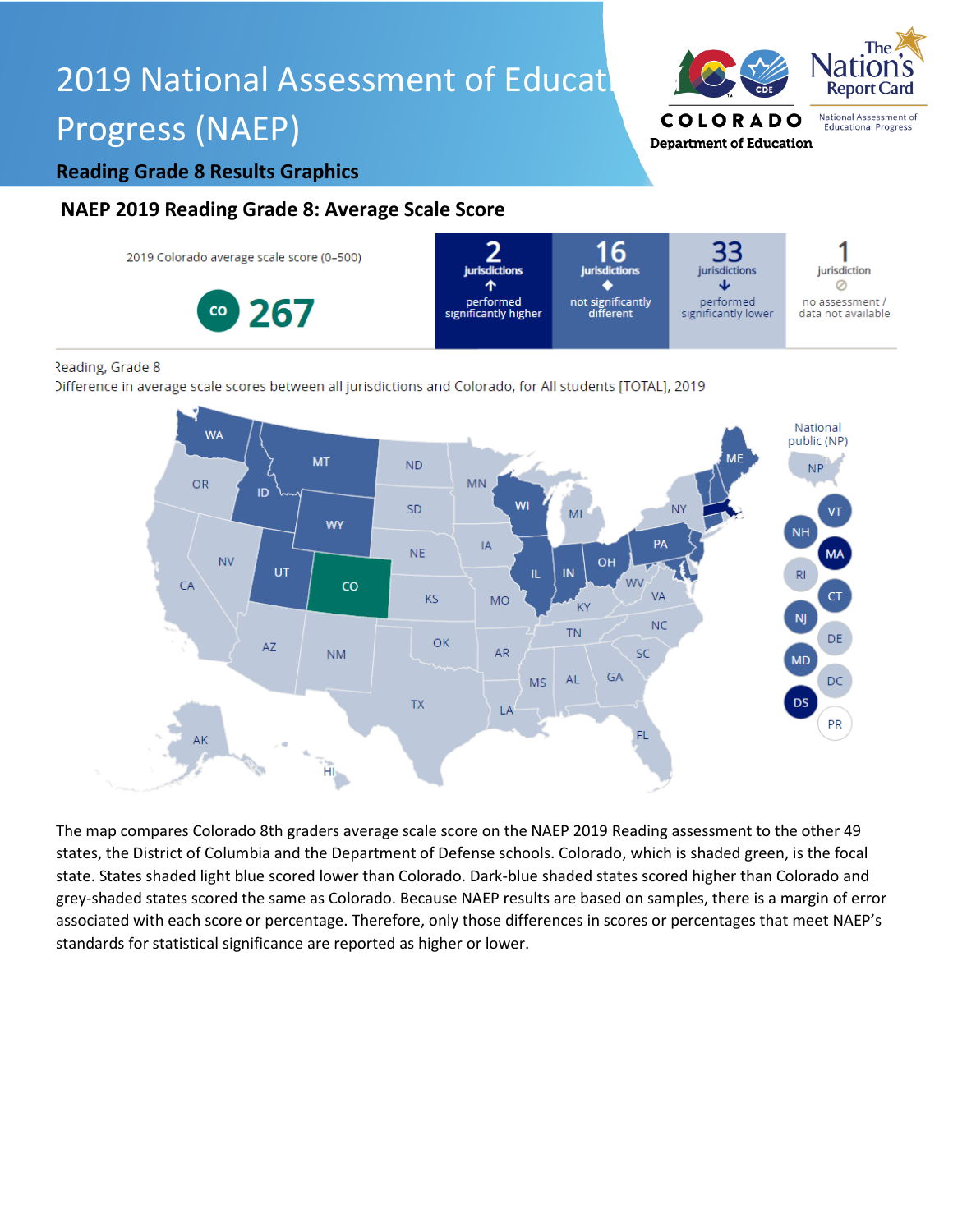# 2019 National Assessment of Educational Progress (NAEP)

**Reading Grade 8 Results Graphics**

## NAEP 2019 Reading Grade 8: Average Scale Score

2019 Colorado average scale score (0–500)

CO **267**

| 2 jurisdictions | 16 jurisdictions | 33 jurisdictions | 1 jurisdiction |
|---|---|---|---|
| performed significantly higher | not significantly different | performed significantly lower | no assessment / data not available |

Reading, Grade 8

Difference in average scale scores between all jurisdictions and Colorado, for All students [TOTAL], 2019

The map compares Colorado 8th graders average scale score on the NAEP 2019 Reading assessment to the other 49 states, the District of Columbia and the Department of Defense schools. Colorado, which is shaded green, is the focal state. States shaded light blue scored lower than Colorado. Dark-blue shaded states scored higher than Colorado and grey-shaded states scored the same as Colorado. Because NAEP results are based on samples, there is a margin of error associated with each score or percentage. Therefore, only those differences in scores or percentages that meet NAEP's standards for statistical significance are reported as higher or lower.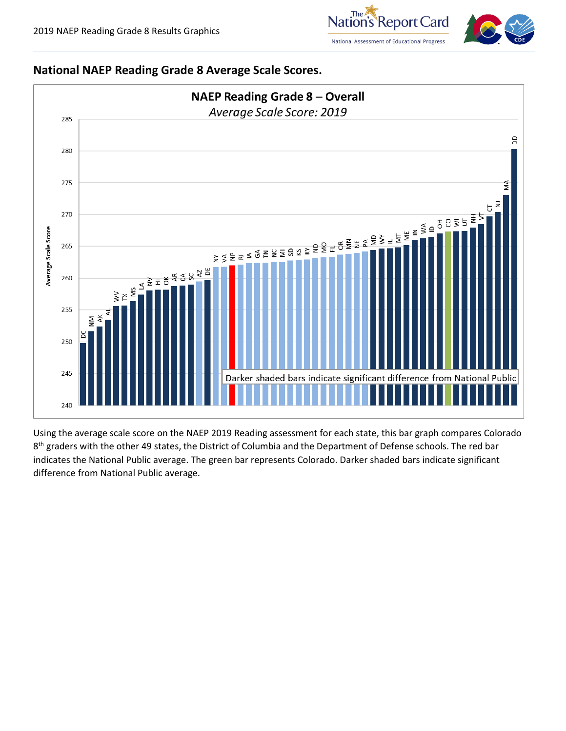## National NAEP Reading Grade 8 Average Scale Scores.

**NAEP Reading Grade 8 – Overall**

*Average Scale Score: 2019*

Average Scale Score

DC, NM, AK, AL, WV, TX, MS, LA, NV, HI, OK, AR, CA, SC, AZ, DE, NY, VA, NP, RI, IA, GA, TN, NC, MI, SD, KS, KY, ND, MO, FL, OR, MN, NE, PA, MD, WY, IL, MT, ME, IN, WA, ID, OH, CO, WI, UT, NH, VT, CT, NJ, MA, DD

Darker shaded bars indicate significant difference from National Public

Using the average scale score on the NAEP 2019 Reading assessment for each state, this bar graph compares Colorado 8th graders with the other 49 states, the District of Columbia and the Department of Defense schools. The red bar indicates the National Public average. The green bar represents Colorado. Darker shaded bars indicate significant difference from National Public average.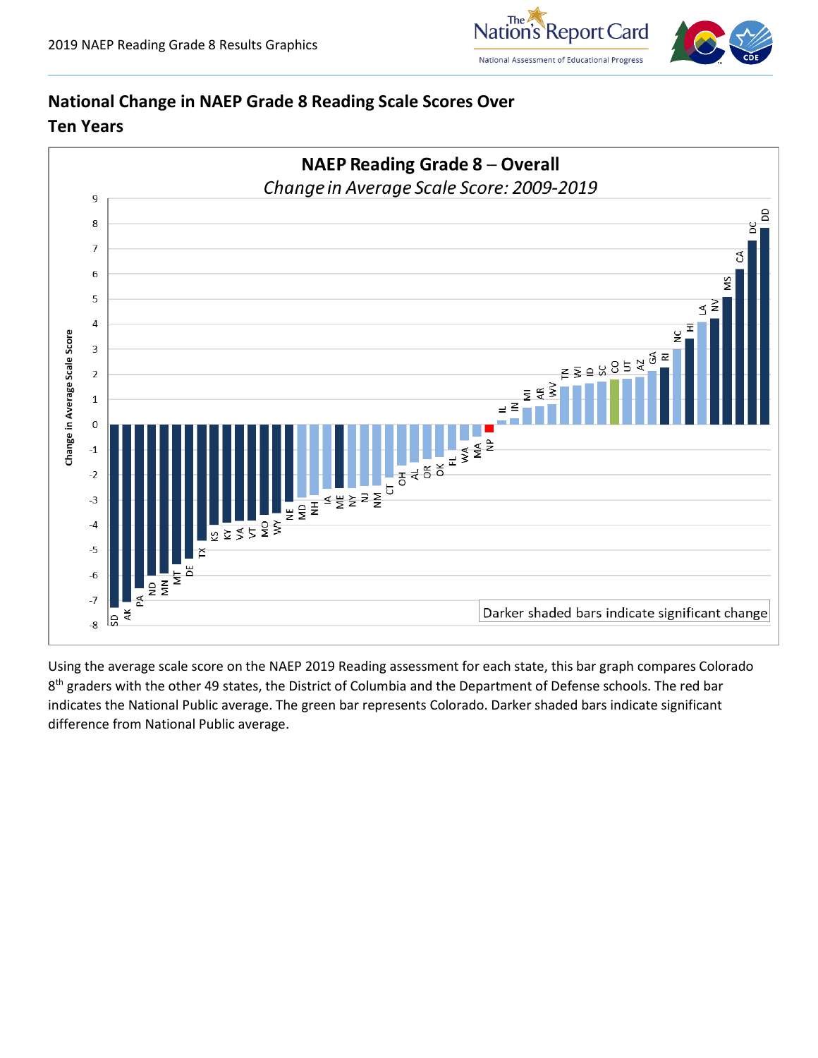## National Change in NAEP Grade 8 Reading Scale Scores Over Ten Years

**NAEP Reading Grade 8 – Overall**

*Change in Average Scale Score: 2009-2019*

Darker shaded bars indicate significant change

Using the average scale score on the NAEP 2019 Reading assessment for each state, this bar graph compares Colorado 8th graders with the other 49 states, the District of Columbia and the Department of Defense schools. The red bar indicates the National Public average. The green bar represents Colorado. Darker shaded bars indicate significant difference from National Public average.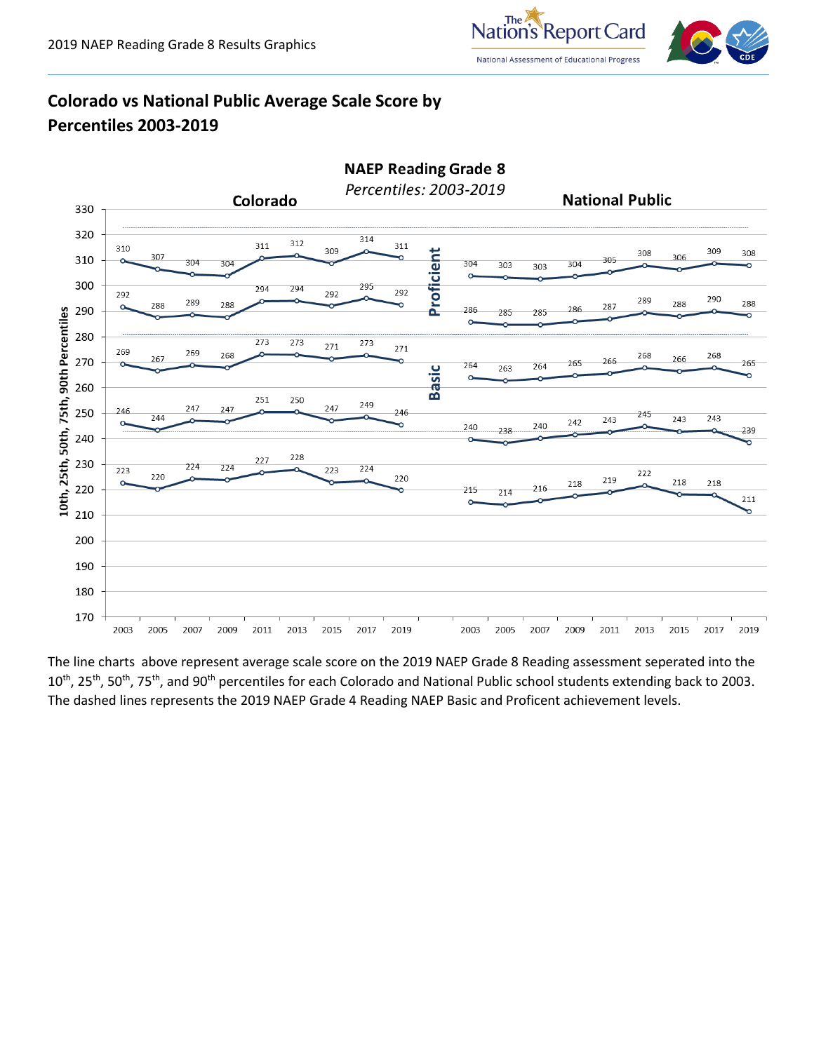## Colorado vs National Public Average Scale Score by Percentiles 2003-2019

**NAEP Reading Grade 8**

*Percentiles: 2003-2019*

**Colorado**

| Percentile | 2003 | 2005 | 2007 | 2009 | 2011 | 2013 | 2015 | 2017 | 2019 |
|---|---|---|---|---|---|---|---|---|---|
| 90th | 310 | 307 | 304 | 304 | 311 | 312 | 309 | 314 | 311 |
| 75th | 292 | 288 | 289 | 288 | 294 | 294 | 292 | 295 | 292 |
| 50th | 269 | 267 | 269 | 268 | 273 | 273 | 271 | 273 | 271 |
| 25th | 246 | 244 | 247 | 247 | 251 | 250 | 247 | 249 | 246 |
| 10th | 223 | 220 | 224 | 224 | 227 | 228 | 223 | 224 | 220 |

**National Public**

| Percentile | 2003 | 2005 | 2007 | 2009 | 2011 | 2013 | 2015 | 2017 | 2019 |
|---|---|---|---|---|---|---|---|---|---|
| 90th | 304 | 303 | 303 | 304 | 305 | 308 | 306 | 309 | 308 |
| 75th | 286 | 285 | 285 | 286 | 287 | 289 | 288 | 290 | 288 |
| 50th | 264 | 263 | 264 | 265 | 266 | 268 | 266 | 268 | 265 |
| 25th | 240 | 238 | 240 | 242 | 243 | 245 | 243 | 243 | 239 |
| 10th | 215 | 214 | 216 | 218 | 219 | 222 | 218 | 218 | 211 |

The line charts above represent average scale score on the 2019 NAEP Grade 8 Reading assessment seperated into the 10th, 25th, 50th, 75th, and 90th percentiles for each Colorado and National Public school students extending back to 2003. The dashed lines represents the 2019 NAEP Grade 4 Reading NAEP Basic and Proficent achievement levels.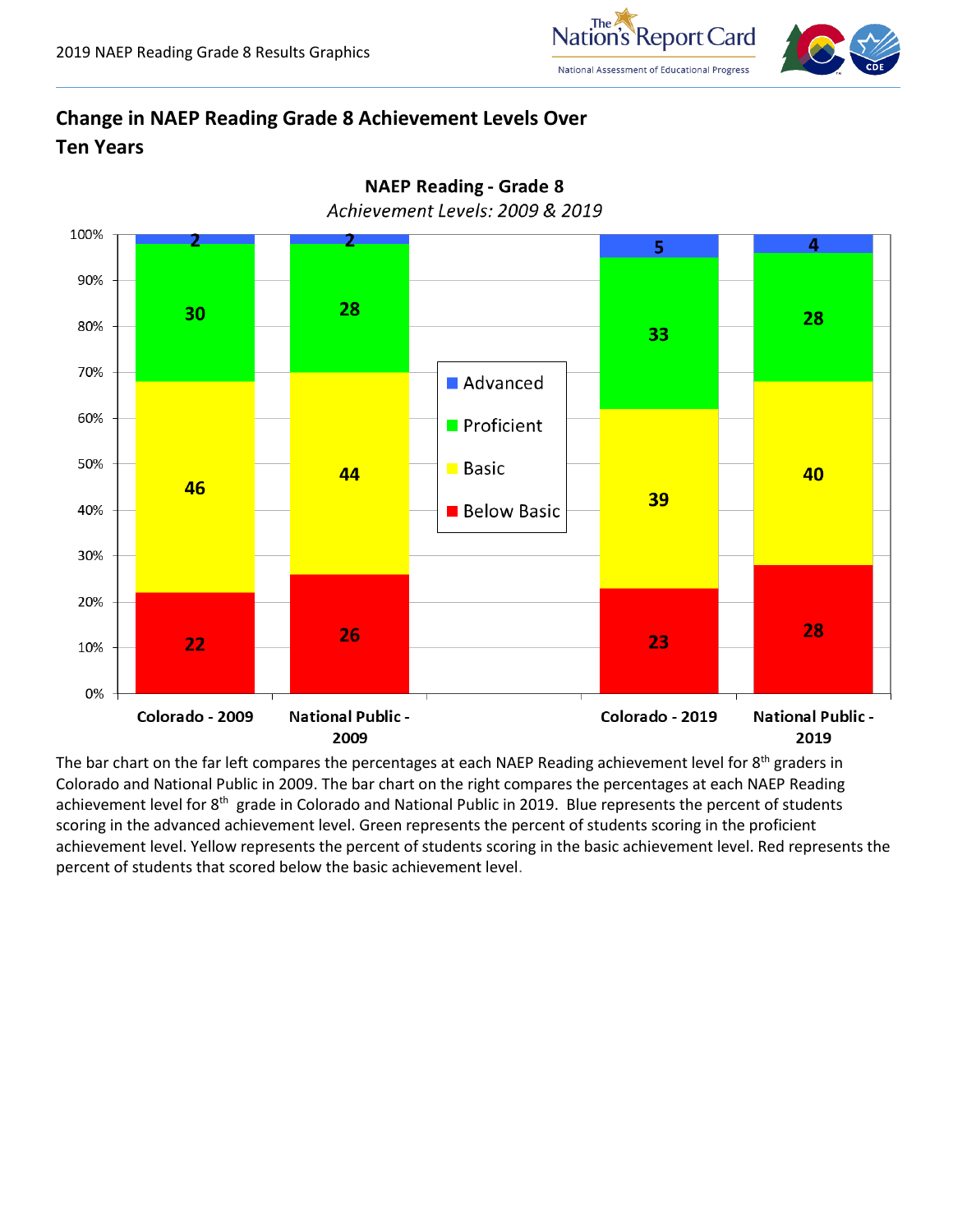## Change in NAEP Reading Grade 8 Achievement Levels Over Ten Years

**NAEP Reading - Grade 8**

*Achievement Levels: 2009 & 2019*

| | Colorado - 2009 | National Public - 2009 | Colorado - 2019 | National Public - 2019 |
|---|---|---|---|---|
| Advanced | 2 | 2 | 5 | 4 |
| Proficient | 30 | 28 | 33 | 28 |
| Basic | 46 | 44 | 39 | 40 |
| Below Basic | 22 | 26 | 23 | 28 |

The bar chart on the far left compares the percentages at each NAEP Reading achievement level for 8th graders in Colorado and National Public in 2009. The bar chart on the right compares the percentages at each NAEP Reading achievement level for 8th grade in Colorado and National Public in 2019. Blue represents the percent of students scoring in the advanced achievement level. Green represents the percent of students scoring in the proficient achievement level. Yellow represents the percent of students scoring in the basic achievement level. Red represents the percent of students that scored below the basic achievement level.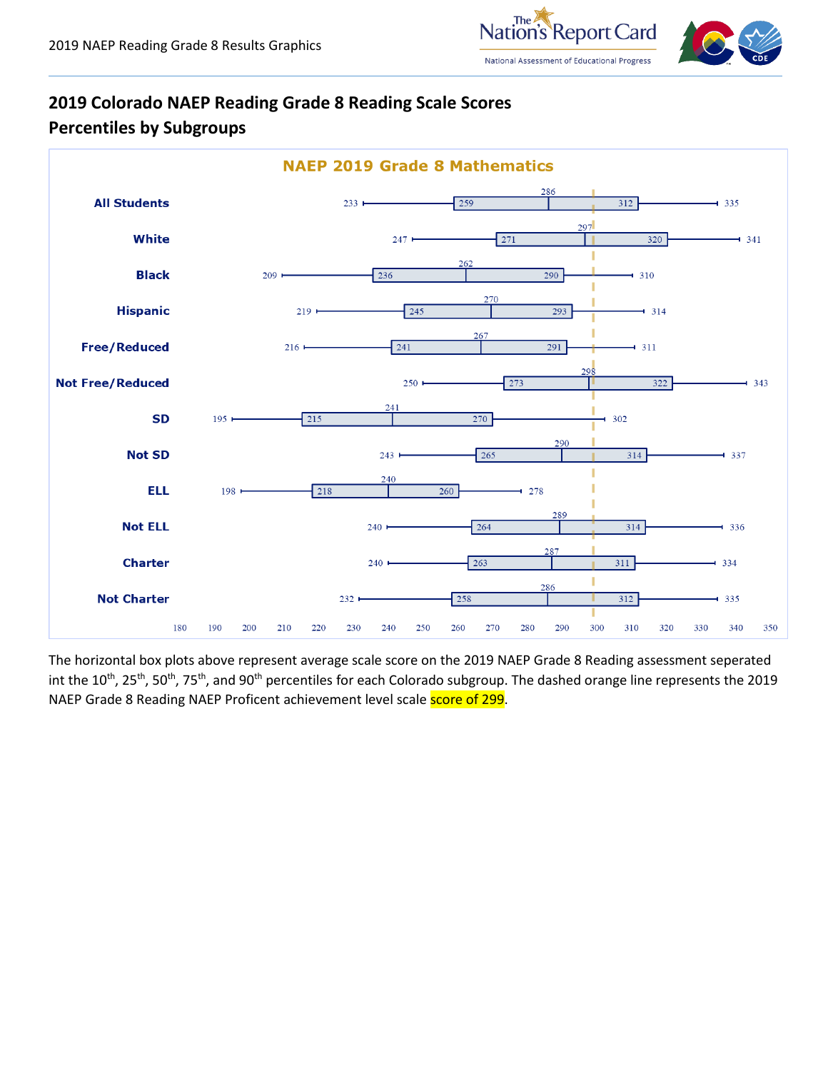## 2019 Colorado NAEP Reading Grade 8 Reading Scale Scores Percentiles by Subgroups

**NAEP 2019 Grade 8 Mathematics**

| Subgroup | 10th | 25th | 50th | 75th | 90th |
|---|---|---|---|---|---|
| All Students | 233 | 259 | 286 | 312 | 335 |
| White | 247 | 271 | 297 | 320 | 341 |
| Black | 209 | 236 | 262 | 290 | 310 |
| Hispanic | 219 | 245 | 270 | 293 | 314 |
| Free/Reduced | 216 | 241 | 267 | 291 | 311 |
| Not Free/Reduced | 250 | 273 | 298 | 322 | 343 |
| SD | 195 | 215 | 241 | 270 | 302 |
| Not SD | 243 | 265 | 290 | 314 | 337 |
| ELL | 198 | 218 | 240 | 260 | 278 |
| Not ELL | 240 | 264 | 289 | 314 | 336 |
| Charter | 240 | 263 | 287 | 311 | 334 |
| Not Charter | 232 | 258 | 286 | 312 | 335 |

The horizontal box plots above represent average scale score on the 2019 NAEP Grade 8 Reading assessment seperated int the 10th, 25th, 50th, 75th, and 90th percentiles for each Colorado subgroup. The dashed orange line represents the 2019 NAEP Grade 8 Reading NAEP Proficent achievement level scale score of 299.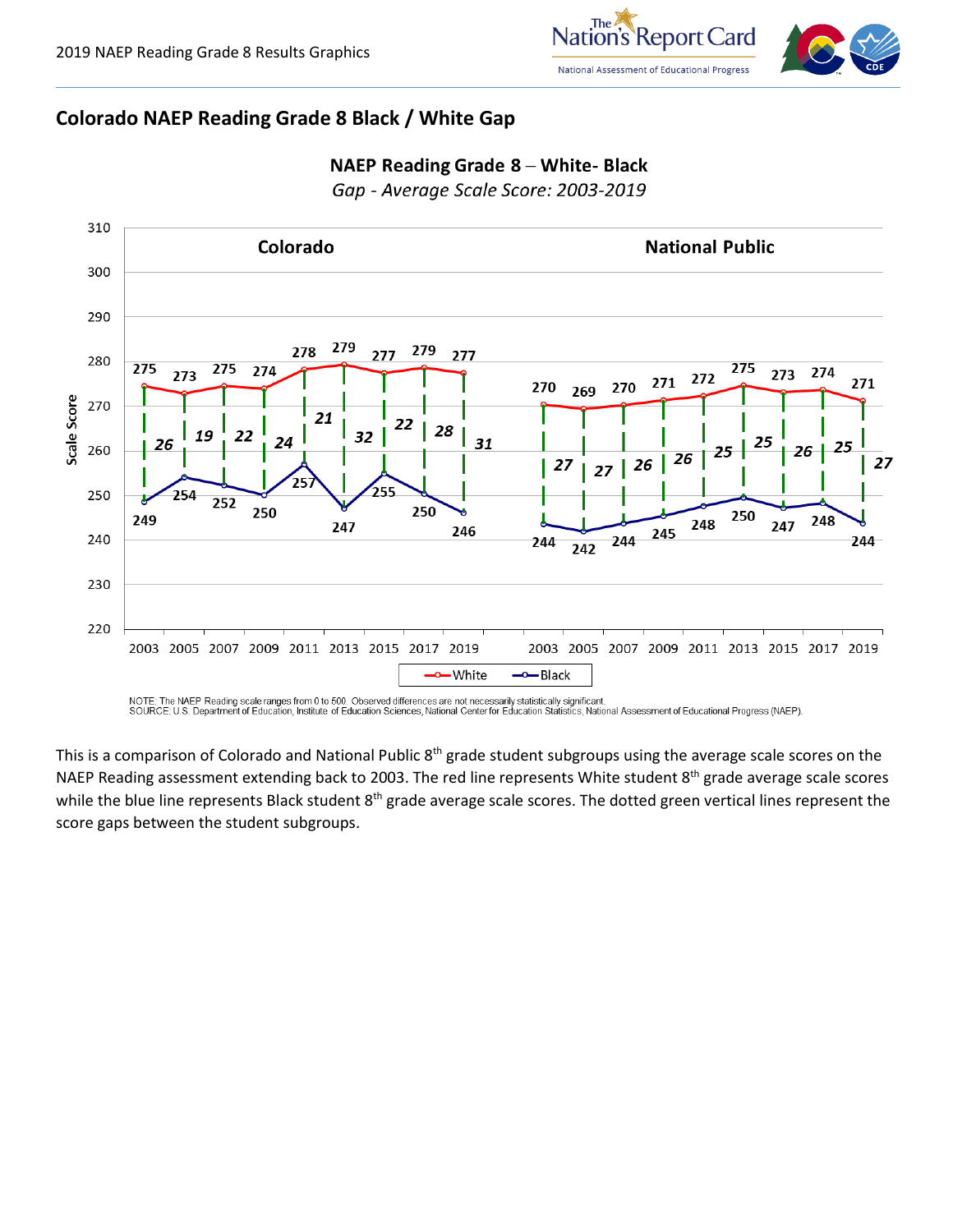## Colorado NAEP Reading Grade 8 Black / White Gap

**NAEP Reading Grade 8 – White- Black**

*Gap - Average Scale Score: 2003-2019*

| | Colorado | | | National Public | | |
|---|---|---|---|---|---|---|
| Year | White | Black | Gap | White | Black | Gap |
| 2003 | 275 | 249 | 26 | 270 | 244 | 27 |
| 2005 | 273 | 254 | 19 | 269 | 242 | 27 |
| 2007 | 275 | 252 | 22 | 270 | 244 | 26 |
| 2009 | 274 | 250 | 24 | 271 | 245 | 26 |
| 2011 | 278 | 257 | 21 | 272 | 248 | 25 |
| 2013 | 279 | 247 | 32 | 275 | 250 | 25 |
| 2015 | 277 | 255 | 22 | 273 | 247 | 26 |
| 2017 | 279 | 250 | 28 | 274 | 248 | 25 |
| 2019 | 277 | 246 | 31 | 271 | 244 | 27 |

NOTE: The NAEP Reading scale ranges from 0 to 500. Observed differences are not necessarily statistically significant.
SOURCE: U.S. Department of Education, Institute of Education Sciences, National Center for Education Statistics, National Assessment of Educational Progress (NAEP).

This is a comparison of Colorado and National Public 8th grade student subgroups using the average scale scores on the NAEP Reading assessment extending back to 2003. The red line represents White student 8th grade average scale scores while the blue line represents Black student 8th grade average scale scores. The dotted green vertical lines represent the score gaps between the student subgroups.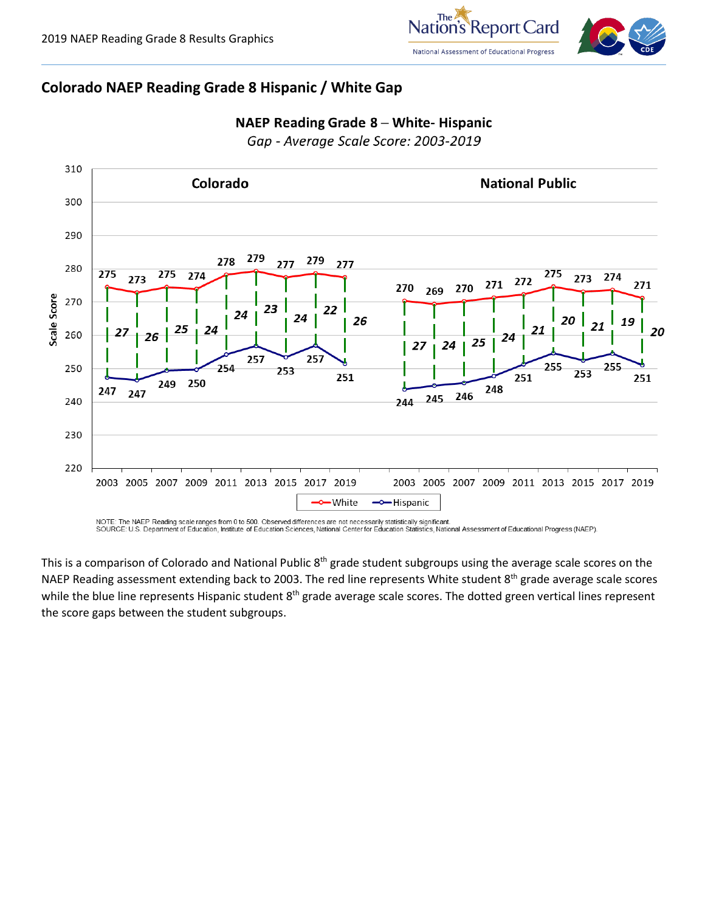## Colorado NAEP Reading Grade 8 Hispanic / White Gap

**NAEP Reading Grade 8 – White- Hispanic**

*Gap - Average Scale Score: 2003-2019*

| | 2003 | 2005 | 2007 | 2009 | 2011 | 2013 | 2015 | 2017 | 2019 |
|---|---|---|---|---|---|---|---|---|---|
| **Colorado** – White | 275 | 273 | 275 | 274 | 278 | 279 | 277 | 279 | 277 |
| **Colorado** – Hispanic | 247 | 247 | 249 | 250 | 254 | 257 | 253 | 257 | 251 |
| **Colorado** – Gap | 27 | 26 | 25 | 24 | 24 | 23 | 24 | 22 | 26 |
| **National Public** – White | 270 | 269 | 270 | 271 | 272 | 275 | 273 | 274 | 271 |
| **National Public** – Hispanic | 244 | 245 | 246 | 248 | 251 | 255 | 253 | 255 | 251 |
| **National Public** – Gap | 27 | 24 | 25 | 24 | 21 | 20 | 21 | 19 | 20 |

NOTE: The NAEP Reading scale ranges from 0 to 500. Observed differences are not necessarily statistically significant.
SOURCE: U.S. Department of Education, Institute of Education Sciences, National Center for Education Statistics, National Assessment of Educational Progress (NAEP).

This is a comparison of Colorado and National Public 8th grade student subgroups using the average scale scores on the NAEP Reading assessment extending back to 2003. The red line represents White student 8th grade average scale scores while the blue line represents Hispanic student 8th grade average scale scores. The dotted green vertical lines represent the score gaps between the student subgroups.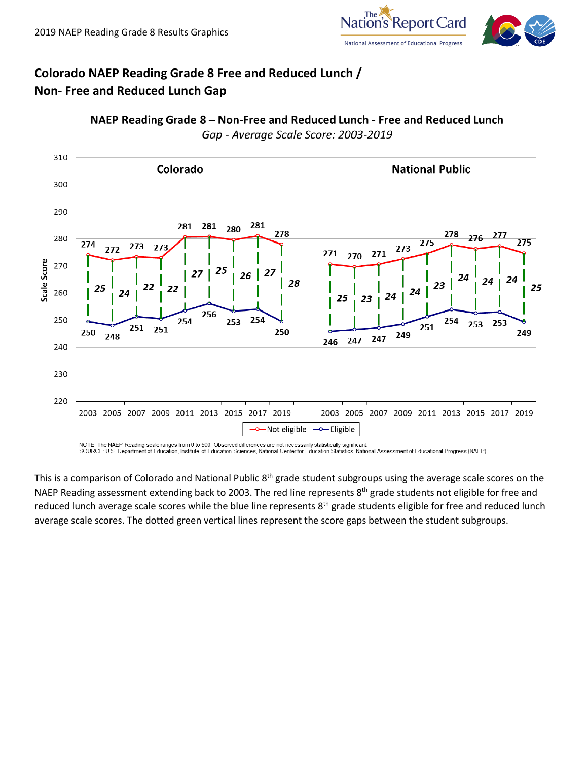## Colorado NAEP Reading Grade 8 Free and Reduced Lunch / Non- Free and Reduced Lunch Gap

**NAEP Reading Grade 8 – Non-Free and Reduced Lunch - Free and Reduced Lunch**

*Gap - Average Scale Score: 2003-2019*

**Colorado**

| Year | Not eligible | Eligible | Gap |
|---|---|---|---|
| 2003 | 274 | 250 | 25 |
| 2005 | 272 | 248 | 24 |
| 2007 | 273 | 251 | 22 |
| 2009 | 273 | 251 | 22 |
| 2011 | 281 | 254 | 27 |
| 2013 | 281 | 256 | 25 |
| 2015 | 280 | 253 | 26 |
| 2017 | 281 | 254 | 27 |
| 2019 | 278 | 250 | 28 |

**National Public**

| Year | Not eligible | Eligible | Gap |
|---|---|---|---|
| 2003 | 271 | 246 | 25 |
| 2005 | 270 | 247 | 23 |
| 2007 | 271 | 247 | 24 |
| 2009 | 273 | 249 | 24 |
| 2011 | 275 | 251 | 23 |
| 2013 | 278 | 254 | 24 |
| 2015 | 276 | 253 | 24 |
| 2017 | 277 | 253 | 24 |
| 2019 | 275 | 249 | 25 |

NOTE: The NAEP Reading scale ranges from 0 to 500. Observed differences are not necessarily statistically significant.
SOURCE: U.S. Department of Education, Institute of Education Sciences, National Center for Education Statistics, National Assessment of Educational Progress (NAEP).

This is a comparison of Colorado and National Public 8th grade student subgroups using the average scale scores on the NAEP Reading assessment extending back to 2003. The red line represents 8th grade students not eligible for free and reduced lunch average scale scores while the blue line represents 8th grade students eligible for free and reduced lunch average scale scores. The dotted green vertical lines represent the score gaps between the student subgroups.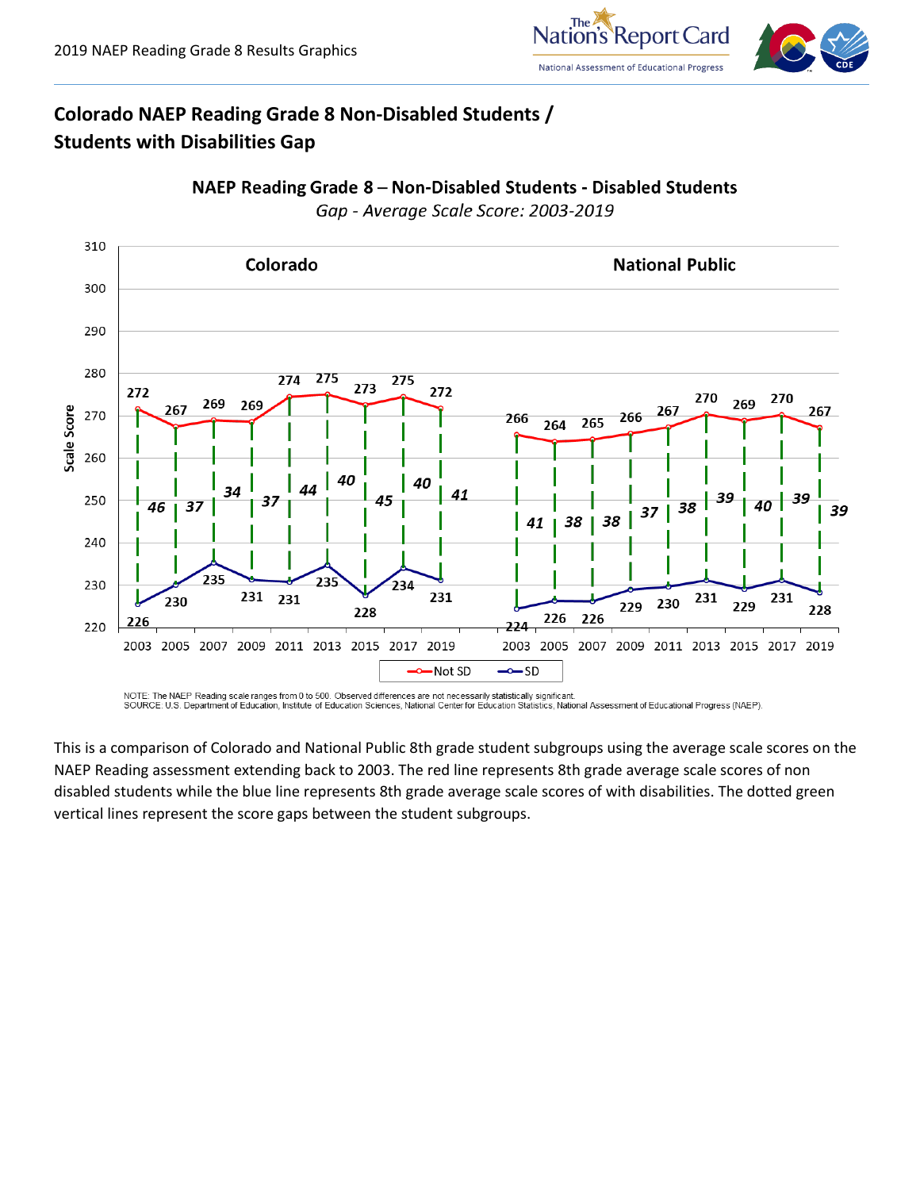## Colorado NAEP Reading Grade 8 Non-Disabled Students / Students with Disabilities Gap

**NAEP Reading Grade 8 – Non-Disabled Students - Disabled Students**

*Gap - Average Scale Score: 2003-2019*

| Year | Colorado Not SD | Colorado SD | Colorado Gap | National Public Not SD | National Public SD | National Public Gap |
|---|---|---|---|---|---|---|
| 2003 | 272 | 226 | 46 | 266 | 224 | 41 |
| 2005 | 267 | 230 | 37 | 264 | 226 | 38 |
| 2007 | 269 | 235 | 34 | 265 | 226 | 38 |
| 2009 | 269 | 231 | 37 | 266 | 229 | 37 |
| 2011 | 274 | 231 | 44 | 267 | 230 | 38 |
| 2013 | 275 | 235 | 40 | 270 | 231 | 39 |
| 2015 | 273 | 228 | 45 | 269 | 229 | 40 |
| 2017 | 275 | 234 | 40 | 270 | 231 | 39 |
| 2019 | 272 | 231 | 41 | 267 | 228 | 39 |

NOTE: The NAEP Reading scale ranges from 0 to 500. Observed differences are not necessarily statistically significant.
SOURCE: U.S. Department of Education, Institute of Education Sciences, National Center for Education Statistics, National Assessment of Educational Progress (NAEP).

This is a comparison of Colorado and National Public 8th grade student subgroups using the average scale scores on the NAEP Reading assessment extending back to 2003. The red line represents 8th grade average scale scores of non disabled students while the blue line represents 8th grade average scale scores of with disabilities. The dotted green vertical lines represent the score gaps between the student subgroups.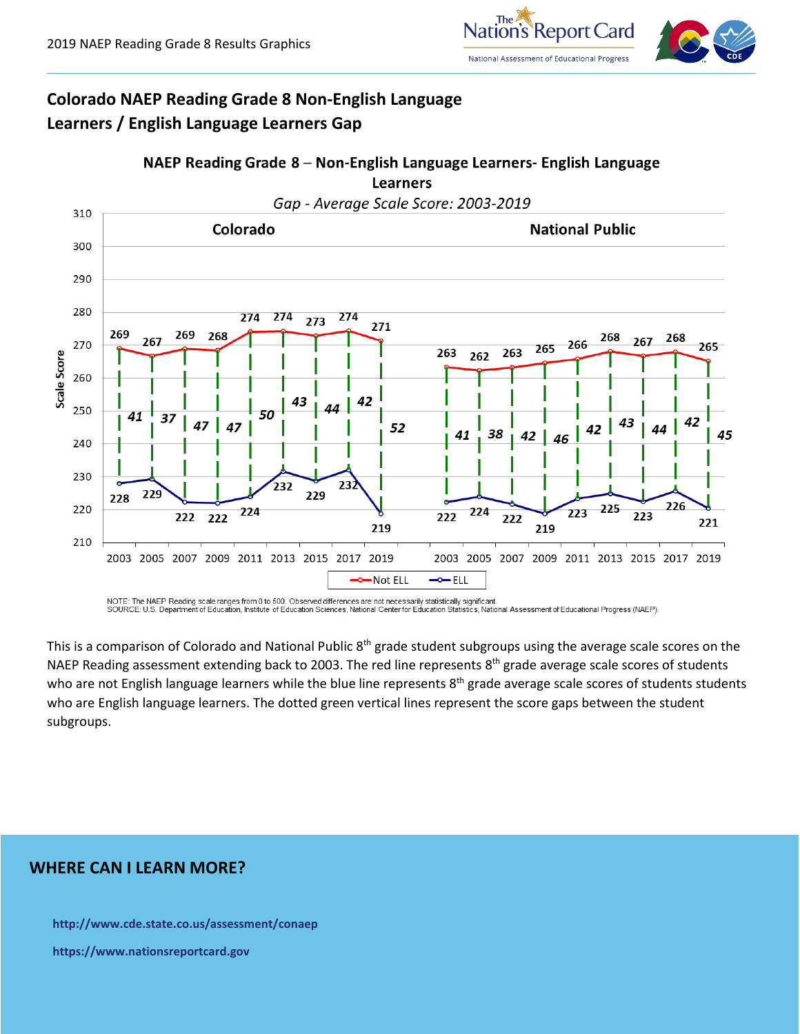## Colorado NAEP Reading Grade 8 Non-English Language Learners / English Language Learners Gap

NAEP Reading Grade 8 – Non-English Language Learners- English Language Learners

*Gap - Average Scale Score: 2003-2019*

Colorado

National Public

Scale Score

310
300
290
280
270
260
250
240
230
220
210

Colorado: 2003 2005 2007 2009 2011 2013 2015 2017 2019

Not ELL: 269 267 269 268 274 274 273 274 271

Gap: 41 37 47 47 50 43 44 42 52

ELL: 228 229 222 222 224 232 229 232 219

National Public: 2003 2005 2007 2009 2011 2013 2015 2017 2019

Not ELL: 263 262 263 265 266 268 267 268 265

Gap: 41 38 42 46 42 43 44 42 45

ELL: 222 224 222 219 223 225 223 226 221

Not ELL — ELL

NOTE: The NAEP Reading scale ranges from 0 to 500. Observed differences are not necessarily statistically significant.
SOURCE: U.S. Department of Education, Institute of Education Sciences, National Center for Education Statistics, National Assessment of Educational Progress (NAEP).

This is a comparison of Colorado and National Public 8th grade student subgroups using the average scale scores on the NAEP Reading assessment extending back to 2003. The red line represents 8th grade average scale scores of students who are not English language learners while the blue line represents 8th grade average scale scores of students students who are English language learners. The dotted green vertical lines represent the score gaps between the student subgroups.

## WHERE CAN I LEARN MORE?

**http://www.cde.state.co.us/assessment/conaep**

**https://www.nationsreportcard.gov**